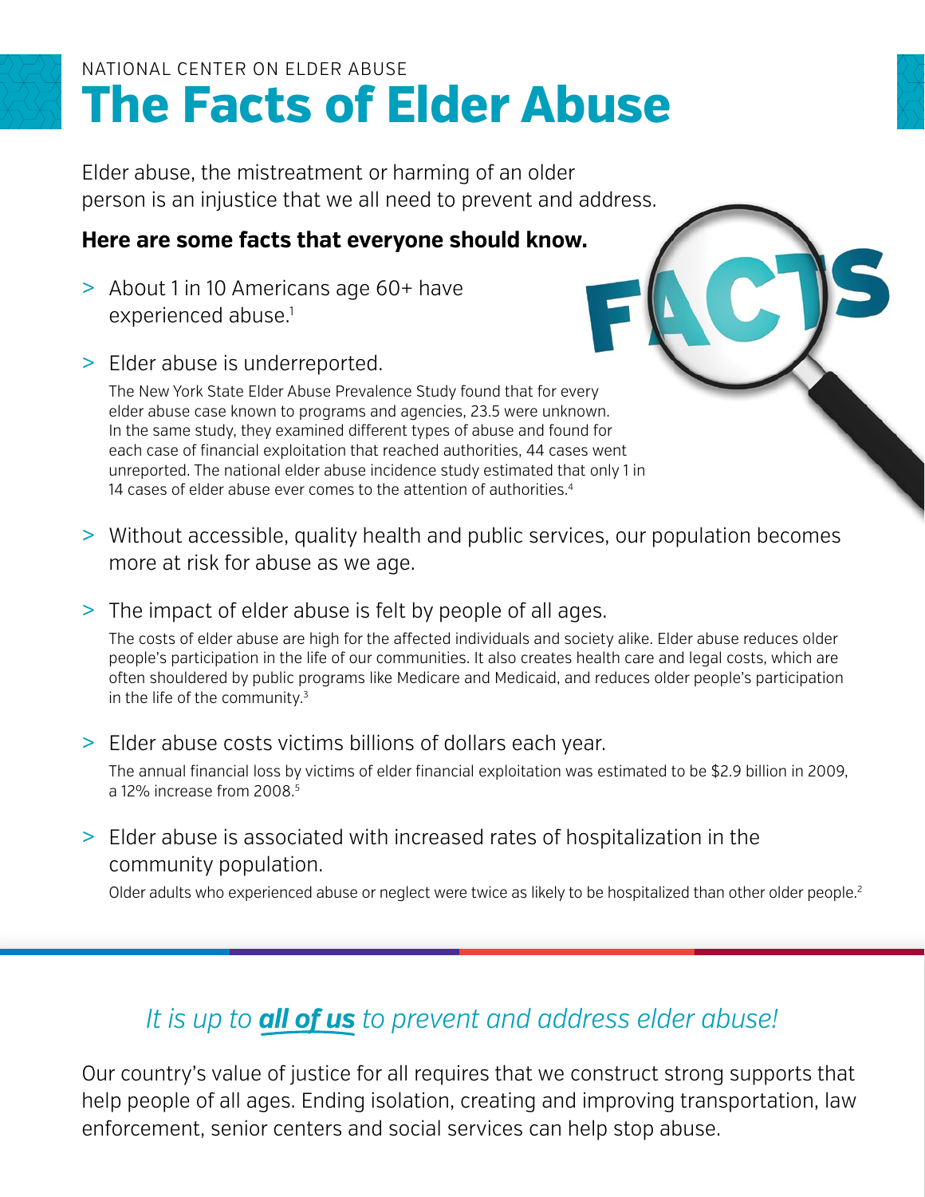NATIONAL CENTER ON ELDER ABUSE

# The Facts of Elder Abuse

Elder abuse, the mistreatment or harming of an older person is an injustice that we all need to prevent and address.

**Here are some facts that everyone should know.**

- About 1 in 10 Americans age 60+ have experienced abuse.[1]

- Elder abuse is underreported.

  The New York State Elder Abuse Prevalence Study found that for every elder abuse case known to programs and agencies, 23.5 were unknown. In the same study, they examined different types of abuse and found for each case of financial exploitation that reached authorities, 44 cases went unreported. The national elder abuse incidence study estimated that only 1 in 14 cases of elder abuse ever comes to the attention of authorities.[4]

- Without accessible, quality health and public services, our population becomes more at risk for abuse as we age.

- The impact of elder abuse is felt by people of all ages.

  The costs of elder abuse are high for the affected individuals and society alike. Elder abuse reduces older people's participation in the life of our communities. It also creates health care and legal costs, which are often shouldered by public programs like Medicare and Medicaid, and reduces older people's participation in the life of the community.[3]

- Elder abuse costs victims billions of dollars each year.

  The annual financial loss by victims of elder financial exploitation was estimated to be $2.9 billion in 2009, a 12% increase from 2008.[5]

- Elder abuse is associated with increased rates of hospitalization in the community population.

  Older adults who experienced abuse or neglect were twice as likely to be hospitalized than other older people.[2]

## *It is up to **all of us** to prevent and address elder abuse!*

Our country's value of justice for all requires that we construct strong supports that help people of all ages. Ending isolation, creating and improving transportation, law enforcement, senior centers and social services can help stop abuse.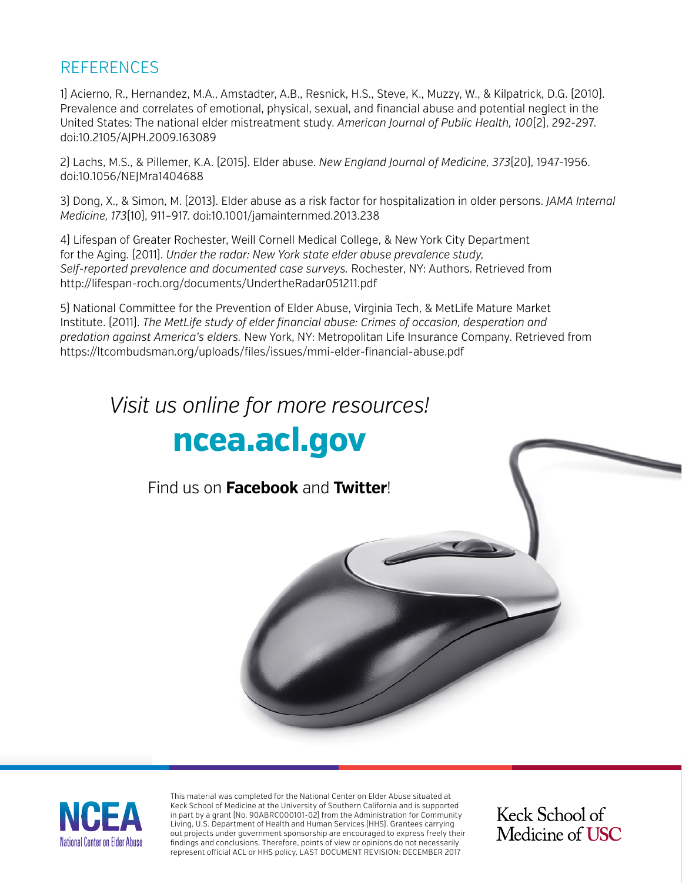## REFERENCES

1] Acierno, R., Hernandez, M.A., Amstadter, A.B., Resnick, H.S., Steve, K., Muzzy, W., & Kilpatrick, D.G. (2010). Prevalence and correlates of emotional, physical, sexual, and financial abuse and potential neglect in the United States: The national elder mistreatment study. *American Journal of Public Health, 100*(2), 292-297. doi:10.2105/AJPH.2009.163089

2] Lachs, M.S., & Pillemer, K.A. (2015). Elder abuse. *New England Journal of Medicine, 373*(20), 1947-1956. doi:10.1056/NEJMra1404688

3] Dong, X., & Simon, M. (2013). Elder abuse as a risk factor for hospitalization in older persons. *JAMA Internal Medicine, 173*(10), 911–917. doi:10.1001/jamainternmed.2013.238

4] Lifespan of Greater Rochester, Weill Cornell Medical College, & New York City Department for the Aging. (2011). *Under the radar: New York state elder abuse prevalence study, Self-reported prevalence and documented case surveys.* Rochester, NY: Authors. Retrieved from http://lifespan-roch.org/documents/UndertheRadar051211.pdf

5] National Committee for the Prevention of Elder Abuse, Virginia Tech, & MetLife Mature Market Institute. (2011). *The MetLife study of elder financial abuse: Crimes of occasion, desperation and predation against America's elders.* New York, NY: Metropolitan Life Insurance Company. Retrieved from https://ltcombudsman.org/uploads/files/issues/mmi-elder-financial-abuse.pdf

*Visit us online for more resources!*

**ncea.acl.gov**

Find us on **Facebook** and **Twitter**!

NCEA National Center on Elder Abuse

This material was completed for the National Center on Elder Abuse situated at Keck School of Medicine at the University of Southern California and is supported in part by a grant (No. 90ABRC000101-02) from the Administration for Community Living, U.S. Department of Health and Human Services (HHS). Grantees carrying out projects under government sponsorship are encouraged to express freely their findings and conclusions. Therefore, points of view or opinions do not necessarily represent official ACL or HHS policy. LAST DOCUMENT REVISION: DECEMBER 2017

Keck School of Medicine of USC